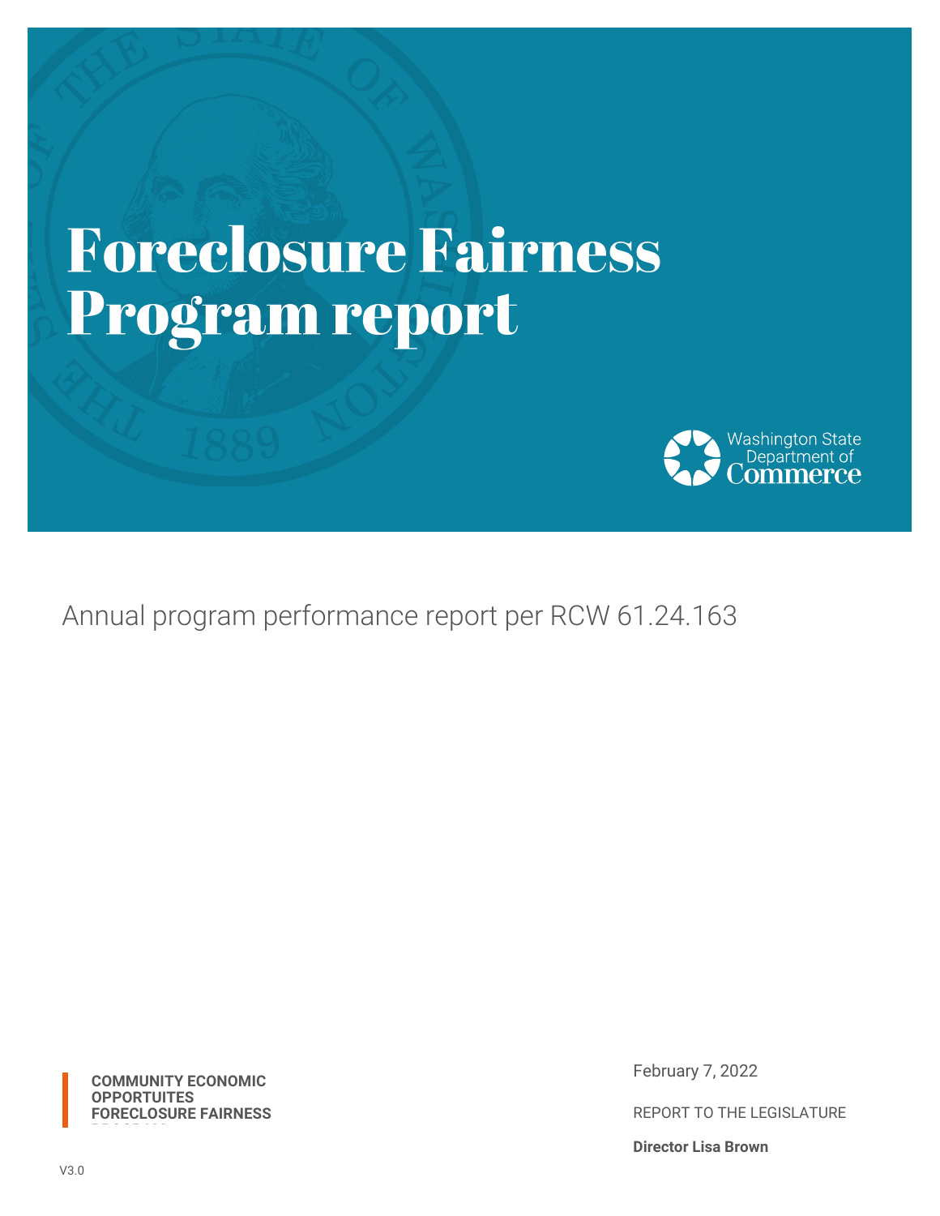# Foreclosure Fairness Program report

Washington State Department of Commerce

Annual program performance report per RCW 61.24.163

**COMMUNITY ECONOMIC OPPORTUITES**
**FORECLOSURE FAIRNESS PROGRAM**

February 7, 2022

REPORT TO THE LEGISLATURE

**Director Lisa Brown**

V3.0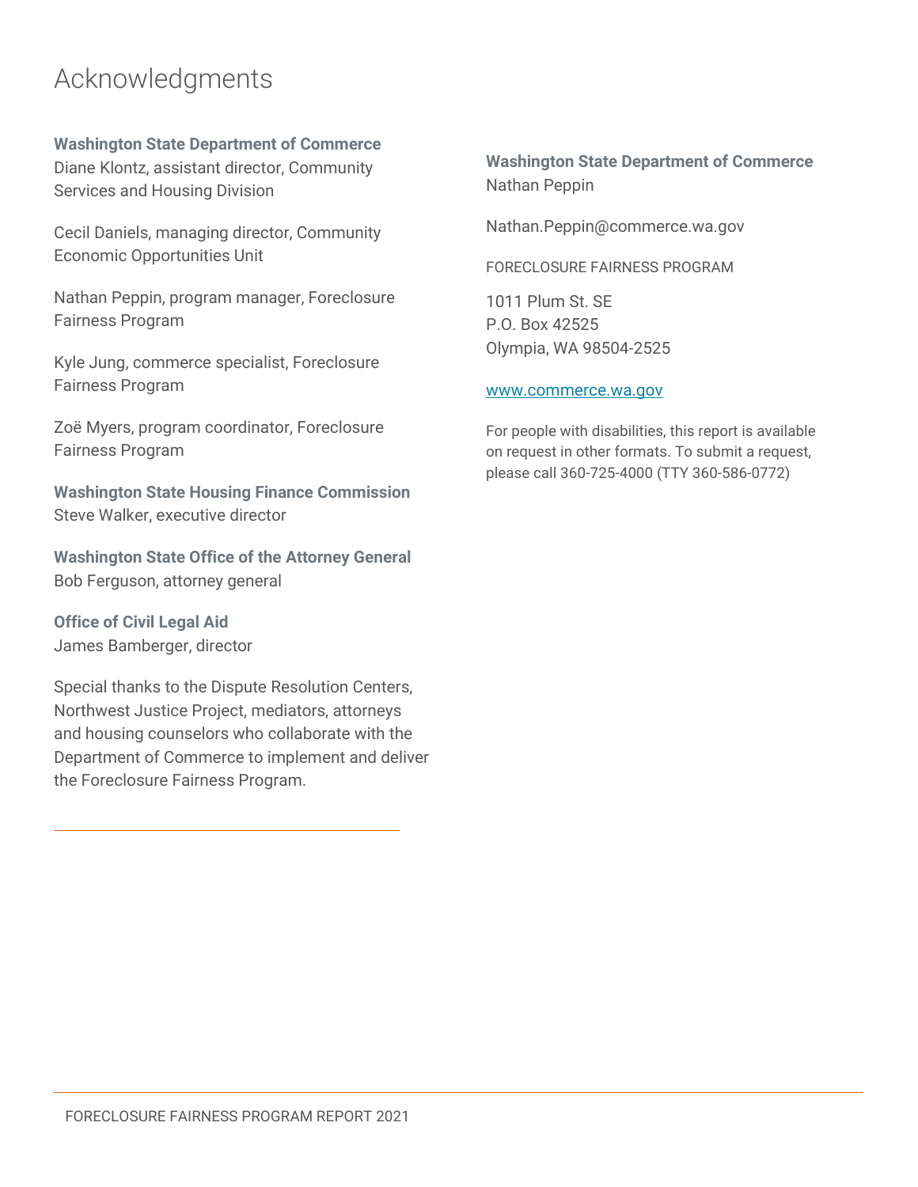# Acknowledgments

**Washington State Department of Commerce**
Diane Klontz, assistant director, Community Services and Housing Division

Cecil Daniels, managing director, Community Economic Opportunities Unit

Nathan Peppin, program manager, Foreclosure Fairness Program

Kyle Jung, commerce specialist, Foreclosure Fairness Program

Zoë Myers, program coordinator, Foreclosure Fairness Program

**Washington State Housing Finance Commission**
Steve Walker, executive director

**Washington State Office of the Attorney General**
Bob Ferguson, attorney general

**Office of Civil Legal Aid**
James Bamberger, director

Special thanks to the Dispute Resolution Centers, Northwest Justice Project, mediators, attorneys and housing counselors who collaborate with the Department of Commerce to implement and deliver the Foreclosure Fairness Program.

---

**Washington State Department of Commerce**
Nathan Peppin

Nathan.Peppin@commerce.wa.gov

FORECLOSURE FAIRNESS PROGRAM

1011 Plum St. SE
P.O. Box 42525
Olympia, WA 98504-2525

[www.commerce.wa.gov](http://www.commerce.wa.gov)

For people with disabilities, this report is available on request in other formats. To submit a request, please call 360-725-4000 (TTY 360-586-0772)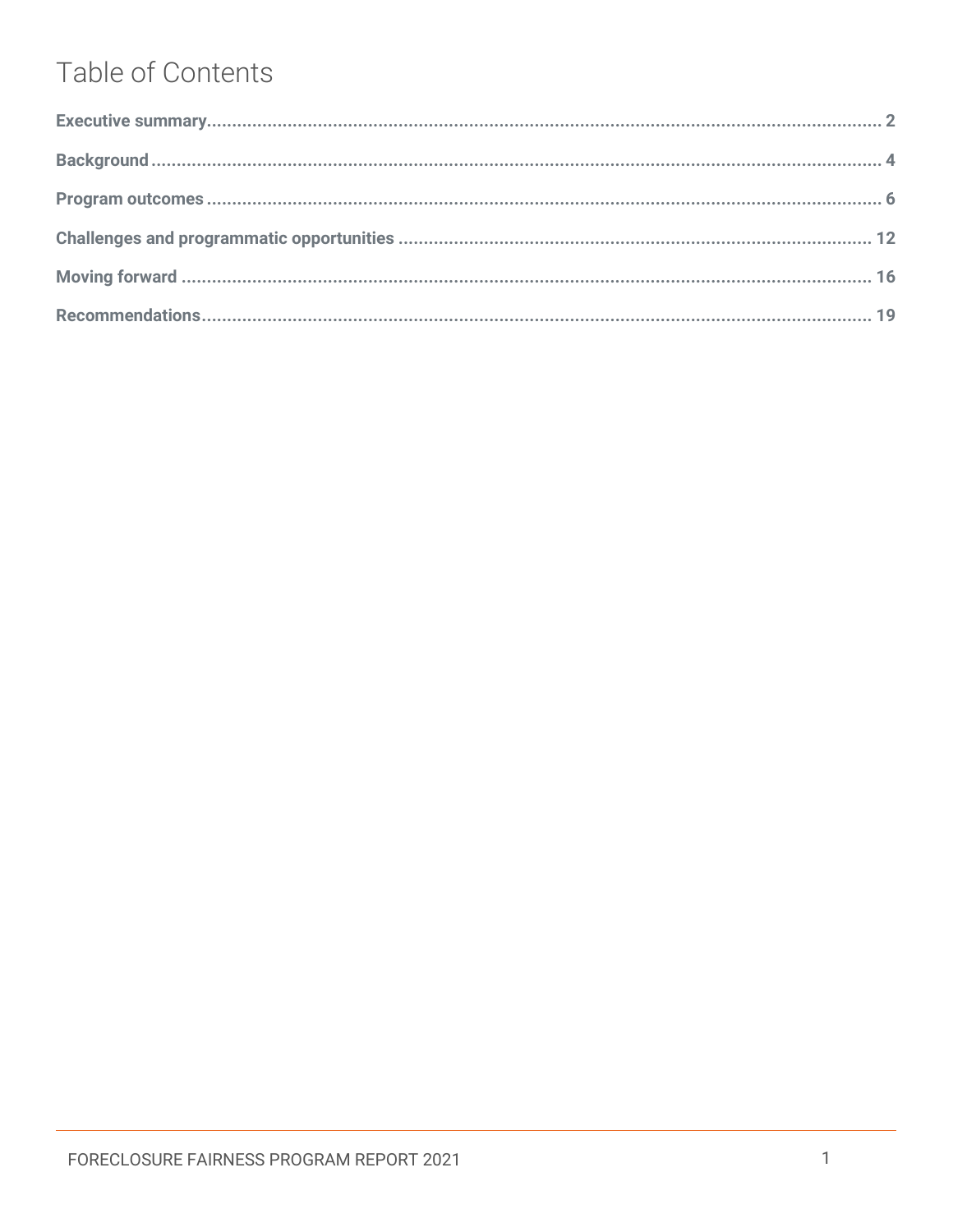# Table of Contents

**Executive summary** ........................................................................ 2

**Background** ........................................................................ 4

**Program outcomes** ........................................................................ 6

**Challenges and programmatic opportunities** ........................................................................ 12

**Moving forward** ........................................................................ 16

**Recommendations** ........................................................................ 19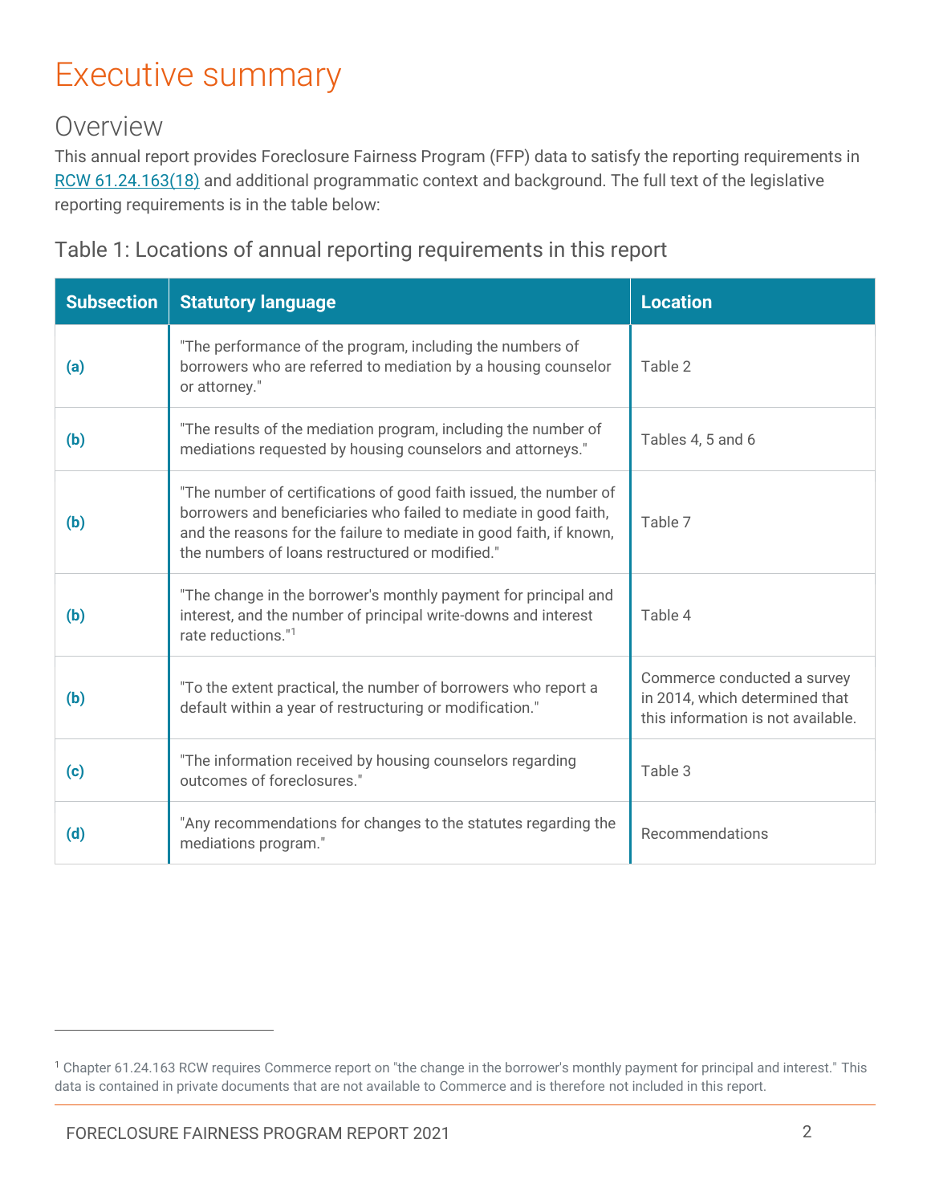# Executive summary

## Overview

This annual report provides Foreclosure Fairness Program (FFP) data to satisfy the reporting requirements in [RCW 61.24.163(18)](RCW 61.24.163(18)) and additional programmatic context and background. The full text of the legislative reporting requirements is in the table below:

### Table 1: Locations of annual reporting requirements in this report

| Subsection | Statutory language | Location |
|---|---|---|
| **(a)** | "The performance of the program, including the numbers of borrowers who are referred to mediation by a housing counselor or attorney." | Table 2 |
| **(b)** | "The results of the mediation program, including the number of mediations requested by housing counselors and attorneys." | Tables 4, 5 and 6 |
| **(b)** | "The number of certifications of good faith issued, the number of borrowers and beneficiaries who failed to mediate in good faith, and the reasons for the failure to mediate in good faith, if known, the numbers of loans restructured or modified." | Table 7 |
| **(b)** | "The change in the borrower's monthly payment for principal and interest, and the number of principal write-downs and interest rate reductions."[1] | Table 4 |
| **(b)** | "To the extent practical, the number of borrowers who report a default within a year of restructuring or modification." | Commerce conducted a survey in 2014, which determined that this information is not available. |
| **(c)** | "The information received by housing counselors regarding outcomes of foreclosures." | Table 3 |
| **(d)** | "Any recommendations for changes to the statutes regarding the mediations program." | Recommendations |

[1] Chapter 61.24.163 RCW requires Commerce report on "the change in the borrower's monthly payment for principal and interest." This data is contained in private documents that are not available to Commerce and is therefore not included in this report.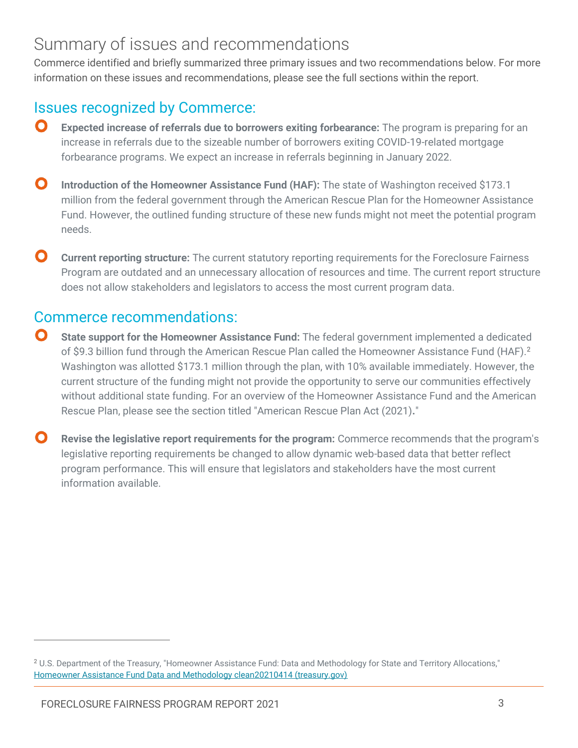# Summary of issues and recommendations

Commerce identified and briefly summarized three primary issues and two recommendations below. For more information on these issues and recommendations, please see the full sections within the report.

## Issues recognized by Commerce:

- **Expected increase of referrals due to borrowers exiting forbearance:** The program is preparing for an increase in referrals due to the sizeable number of borrowers exiting COVID-19-related mortgage forbearance programs. We expect an increase in referrals beginning in January 2022.

- **Introduction of the Homeowner Assistance Fund (HAF):** The state of Washington received $173.1 million from the federal government through the American Rescue Plan for the Homeowner Assistance Fund. However, the outlined funding structure of these new funds might not meet the potential program needs.

- **Current reporting structure:** The current statutory reporting requirements for the Foreclosure Fairness Program are outdated and an unnecessary allocation of resources and time. The current report structure does not allow stakeholders and legislators to access the most current program data.

## Commerce recommendations:

- **State support for the Homeowner Assistance Fund:** The federal government implemented a dedicated of $9.3 billion fund through the American Rescue Plan called the Homeowner Assistance Fund (HAF).[2] Washington was allotted $173.1 million through the plan, with 10% available immediately. However, the current structure of the funding might not provide the opportunity to serve our communities effectively without additional state funding. For an overview of the Homeowner Assistance Fund and the American Rescue Plan, please see the section titled "American Rescue Plan Act (2021)."

- **Revise the legislative report requirements for the program:** Commerce recommends that the program's legislative reporting requirements be changed to allow dynamic web-based data that better reflect program performance. This will ensure that legislators and stakeholders have the most current information available.

---

[2] U.S. Department of the Treasury, "Homeowner Assistance Fund: Data and Methodology for State and Territory Allocations," Homeowner Assistance Fund Data and Methodology clean20210414 (treasury.gov)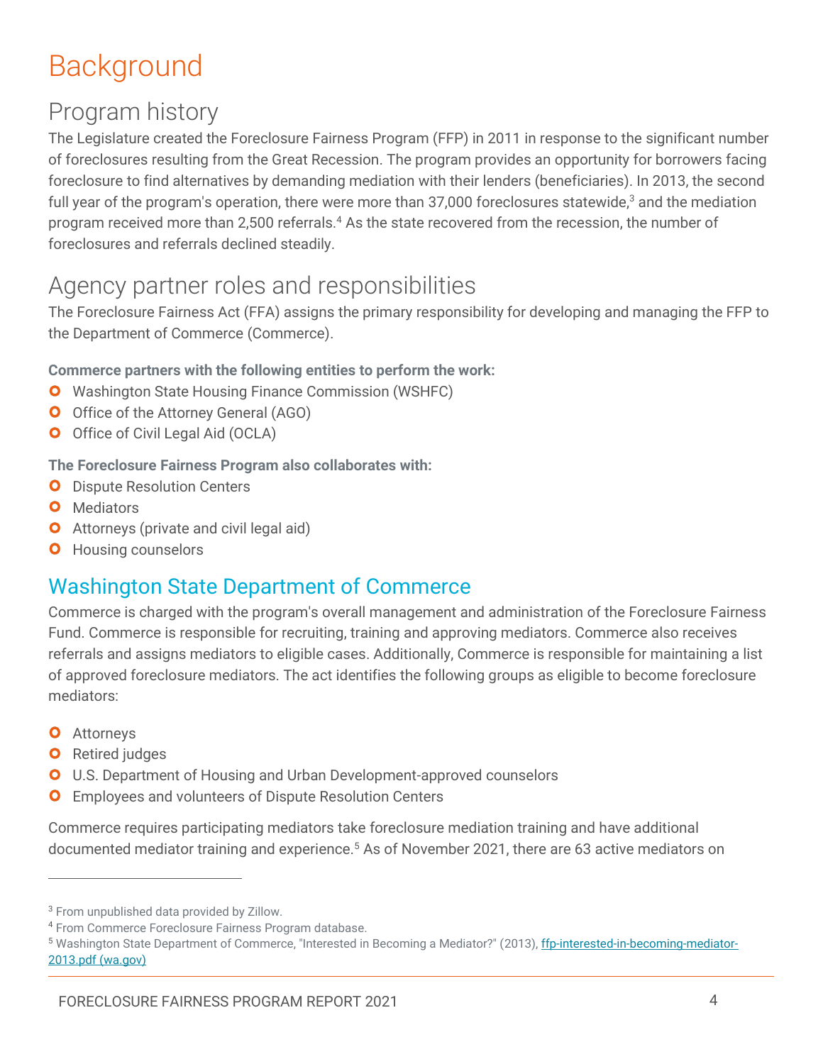# Background

## Program history

The Legislature created the Foreclosure Fairness Program (FFP) in 2011 in response to the significant number of foreclosures resulting from the Great Recession. The program provides an opportunity for borrowers facing foreclosure to find alternatives by demanding mediation with their lenders (beneficiaries). In 2013, the second full year of the program's operation, there were more than 37,000 foreclosures statewide,[3] and the mediation program received more than 2,500 referrals.[4] As the state recovered from the recession, the number of foreclosures and referrals declined steadily.

## Agency partner roles and responsibilities

The Foreclosure Fairness Act (FFA) assigns the primary responsibility for developing and managing the FFP to the Department of Commerce (Commerce).

**Commerce partners with the following entities to perform the work:**

- Washington State Housing Finance Commission (WSHFC)
- Office of the Attorney General (AGO)
- Office of Civil Legal Aid (OCLA)

**The Foreclosure Fairness Program also collaborates with:**

- Dispute Resolution Centers
- Mediators
- Attorneys (private and civil legal aid)
- Housing counselors

### Washington State Department of Commerce

Commerce is charged with the program's overall management and administration of the Foreclosure Fairness Fund. Commerce is responsible for recruiting, training and approving mediators. Commerce also receives referrals and assigns mediators to eligible cases. Additionally, Commerce is responsible for maintaining a list of approved foreclosure mediators. The act identifies the following groups as eligible to become foreclosure mediators:

- Attorneys
- Retired judges
- U.S. Department of Housing and Urban Development-approved counselors
- Employees and volunteers of Dispute Resolution Centers

Commerce requires participating mediators take foreclosure mediation training and have additional documented mediator training and experience.[5] As of November 2021, there are 63 active mediators on

---

[3] From unpublished data provided by Zillow.

[4] From Commerce Foreclosure Fairness Program database.

[5] Washington State Department of Commerce, "Interested in Becoming a Mediator?" (2013), ffp-interested-in-becoming-mediator-2013.pdf (wa.gov)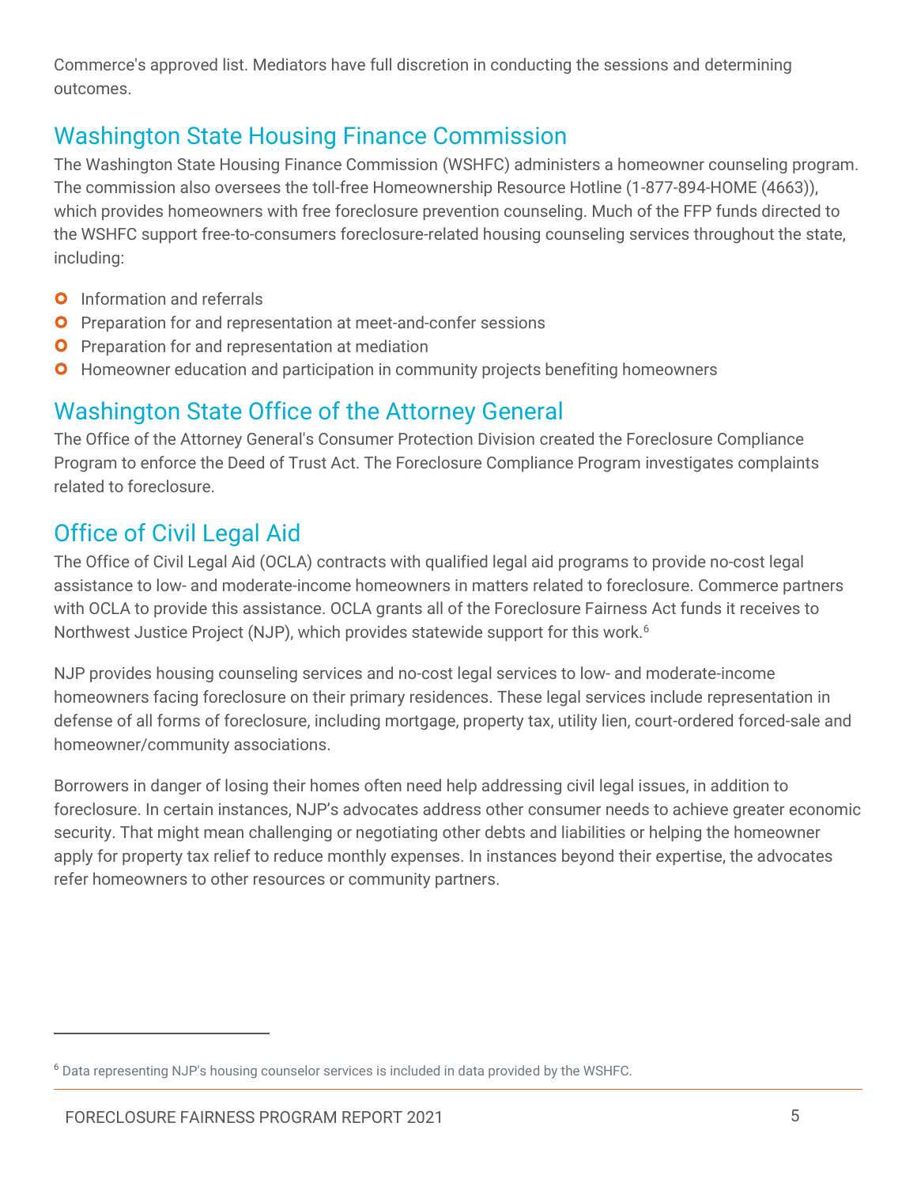Commerce's approved list. Mediators have full discretion in conducting the sessions and determining outcomes.

## Washington State Housing Finance Commission

The Washington State Housing Finance Commission (WSHFC) administers a homeowner counseling program. The commission also oversees the toll-free Homeownership Resource Hotline (1-877-894-HOME (4663)), which provides homeowners with free foreclosure prevention counseling. Much of the FFP funds directed to the WSHFC support free-to-consumers foreclosure-related housing counseling services throughout the state, including:

- Information and referrals
- Preparation for and representation at meet-and-confer sessions
- Preparation for and representation at mediation
- Homeowner education and participation in community projects benefiting homeowners

## Washington State Office of the Attorney General

The Office of the Attorney General's Consumer Protection Division created the Foreclosure Compliance Program to enforce the Deed of Trust Act. The Foreclosure Compliance Program investigates complaints related to foreclosure.

## Office of Civil Legal Aid

The Office of Civil Legal Aid (OCLA) contracts with qualified legal aid programs to provide no-cost legal assistance to low- and moderate-income homeowners in matters related to foreclosure. Commerce partners with OCLA to provide this assistance. OCLA grants all of the Foreclosure Fairness Act funds it receives to Northwest Justice Project (NJP), which provides statewide support for this work.[6]

NJP provides housing counseling services and no-cost legal services to low- and moderate-income homeowners facing foreclosure on their primary residences. These legal services include representation in defense of all forms of foreclosure, including mortgage, property tax, utility lien, court-ordered forced-sale and homeowner/community associations.

Borrowers in danger of losing their homes often need help addressing civil legal issues, in addition to foreclosure. In certain instances, NJP's advocates address other consumer needs to achieve greater economic security. That might mean challenging or negotiating other debts and liabilities or helping the homeowner apply for property tax relief to reduce monthly expenses. In instances beyond their expertise, the advocates refer homeowners to other resources or community partners.

[6] Data representing NJP's housing counselor services is included in data provided by the WSHFC.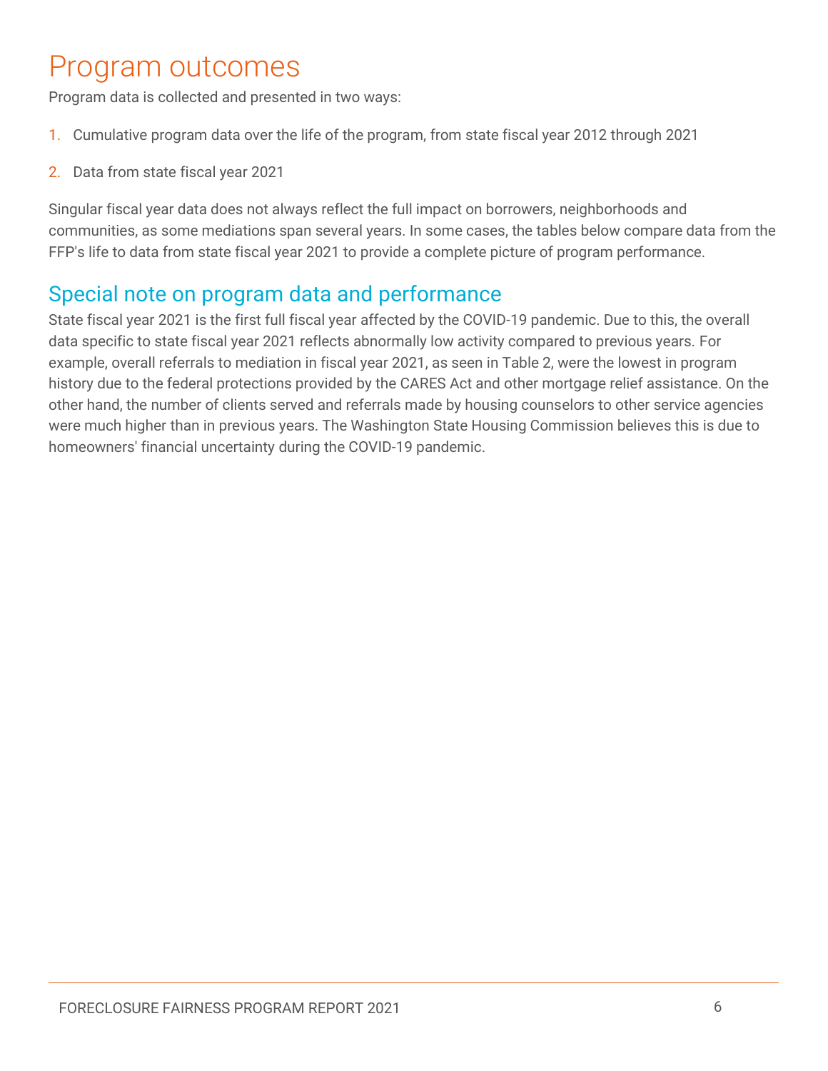# Program outcomes

Program data is collected and presented in two ways:

1. Cumulative program data over the life of the program, from state fiscal year 2012 through 2021
2. Data from state fiscal year 2021

Singular fiscal year data does not always reflect the full impact on borrowers, neighborhoods and communities, as some mediations span several years. In some cases, the tables below compare data from the FFP's life to data from state fiscal year 2021 to provide a complete picture of program performance.

## Special note on program data and performance

State fiscal year 2021 is the first full fiscal year affected by the COVID-19 pandemic. Due to this, the overall data specific to state fiscal year 2021 reflects abnormally low activity compared to previous years. For example, overall referrals to mediation in fiscal year 2021, as seen in Table 2, were the lowest in program history due to the federal protections provided by the CARES Act and other mortgage relief assistance. On the other hand, the number of clients served and referrals made by housing counselors to other service agencies were much higher than in previous years. The Washington State Housing Commission believes this is due to homeowners' financial uncertainty during the COVID-19 pandemic.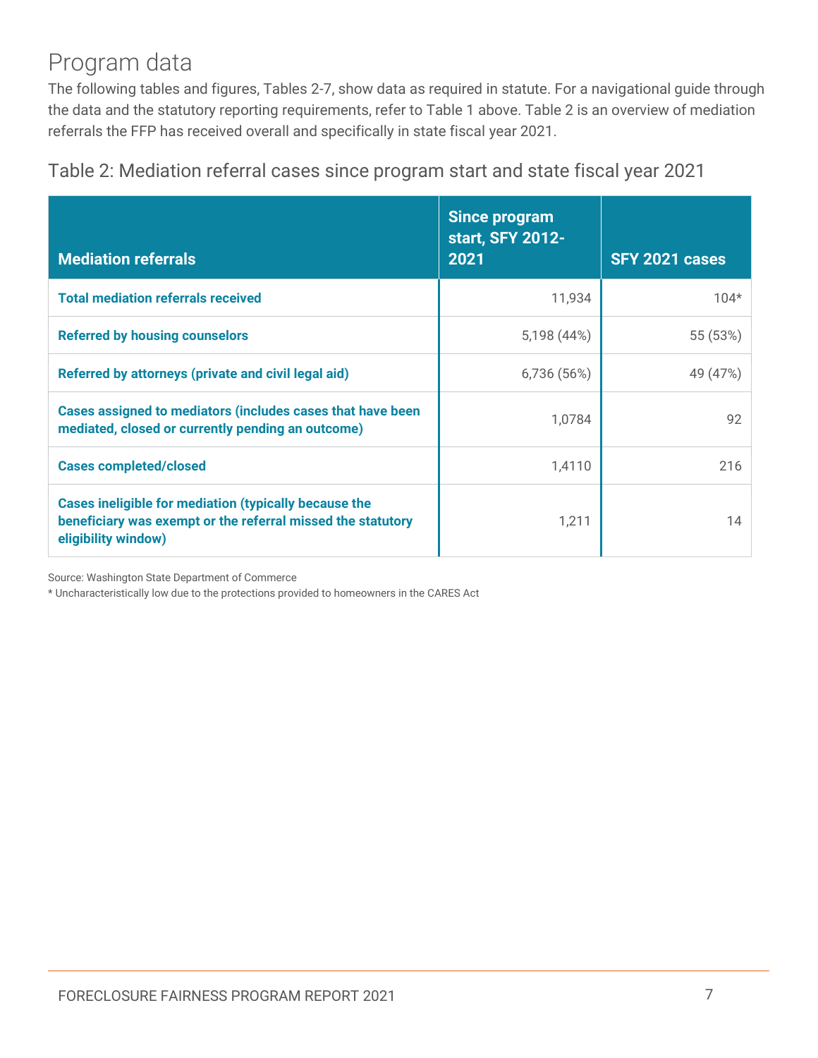## Program data

The following tables and figures, Tables 2-7, show data as required in statute. For a navigational guide through the data and the statutory reporting requirements, refer to Table 1 above. Table 2 is an overview of mediation referrals the FFP has received overall and specifically in state fiscal year 2021.

### Table 2: Mediation referral cases since program start and state fiscal year 2021

| Mediation referrals | Since program start, SFY 2012-2021 | SFY 2021 cases |
|---|---|---|
| **Total mediation referrals received** | 11,934 | 104* |
| **Referred by housing counselors** | 5,198 (44%) | 55 (53%) |
| **Referred by attorneys (private and civil legal aid)** | 6,736 (56%) | 49 (47%) |
| **Cases assigned to mediators (includes cases that have been mediated, closed or currently pending an outcome)** | 1,0784 | 92 |
| **Cases completed/closed** | 1,4110 | 216 |
| **Cases ineligible for mediation (typically because the beneficiary was exempt or the referral missed the statutory eligibility window)** | 1,211 | 14 |

Source: Washington State Department of Commerce

* Uncharacteristically low due to the protections provided to homeowners in the CARES Act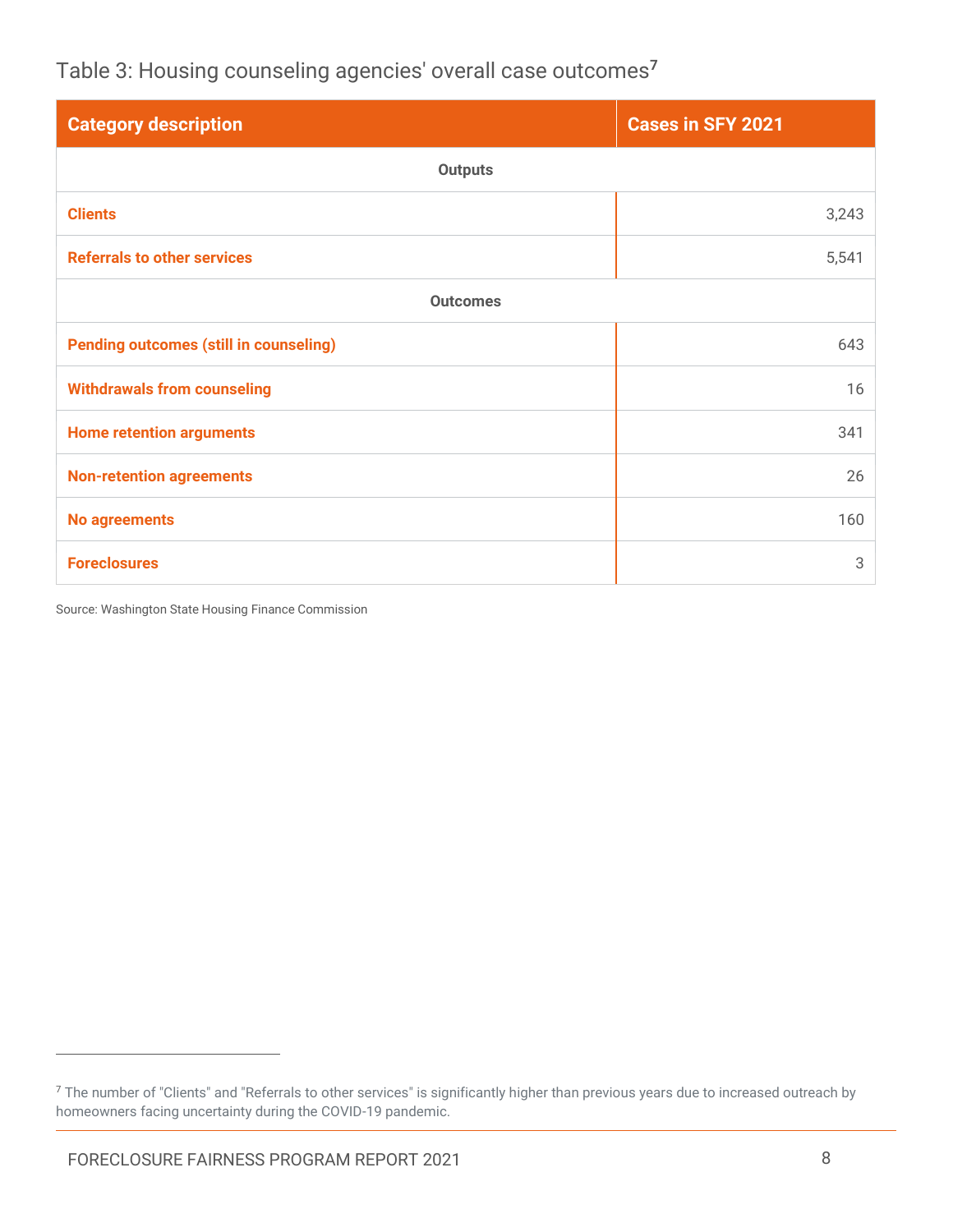### Table 3: Housing counseling agencies' overall case outcomes[7]

| Category description | Cases in SFY 2021 |
|---|---|
| **Outputs** | |
| **Clients** | 3,243 |
| **Referrals to other services** | 5,541 |
| **Outcomes** | |
| **Pending outcomes (still in counseling)** | 643 |
| **Withdrawals from counseling** | 16 |
| **Home retention arguments** | 341 |
| **Non-retention agreements** | 26 |
| **No agreements** | 160 |
| **Foreclosures** | 3 |

Source: Washington State Housing Finance Commission

[7] The number of "Clients" and "Referrals to other services" is significantly higher than previous years due to increased outreach by homeowners facing uncertainty during the COVID-19 pandemic.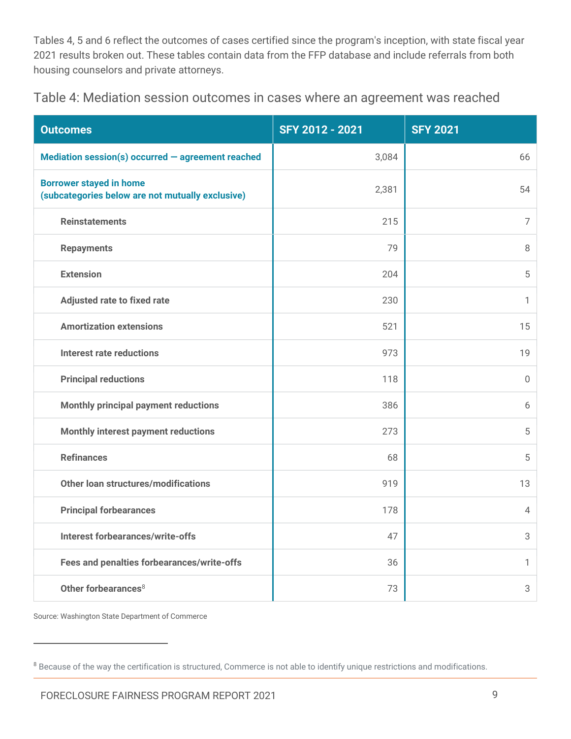Tables 4, 5 and 6 reflect the outcomes of cases certified since the program's inception, with state fiscal year 2021 results broken out. These tables contain data from the FFP database and include referrals from both housing counselors and private attorneys.

## Table 4: Mediation session outcomes in cases where an agreement was reached

| Outcomes | SFY 2012 - 2021 | SFY 2021 |
|---|---|---|
| **Mediation session(s) occurred — agreement reached** | 3,084 | 66 |
| **Borrower stayed in home (subcategories below are not mutually exclusive)** | 2,381 | 54 |
| Reinstatements | 215 | 7 |
| Repayments | 79 | 8 |
| Extension | 204 | 5 |
| Adjusted rate to fixed rate | 230 | 1 |
| Amortization extensions | 521 | 15 |
| Interest rate reductions | 973 | 19 |
| Principal reductions | 118 | 0 |
| Monthly principal payment reductions | 386 | 6 |
| Monthly interest payment reductions | 273 | 5 |
| Refinances | 68 | 5 |
| Other loan structures/modifications | 919 | 13 |
| Principal forbearances | 178 | 4 |
| Interest forbearances/write-offs | 47 | 3 |
| Fees and penalties forbearances/write-offs | 36 | 1 |
| Other forbearances[8] | 73 | 3 |

Source: Washington State Department of Commerce

[8] Because of the way the certification is structured, Commerce is not able to identify unique restrictions and modifications.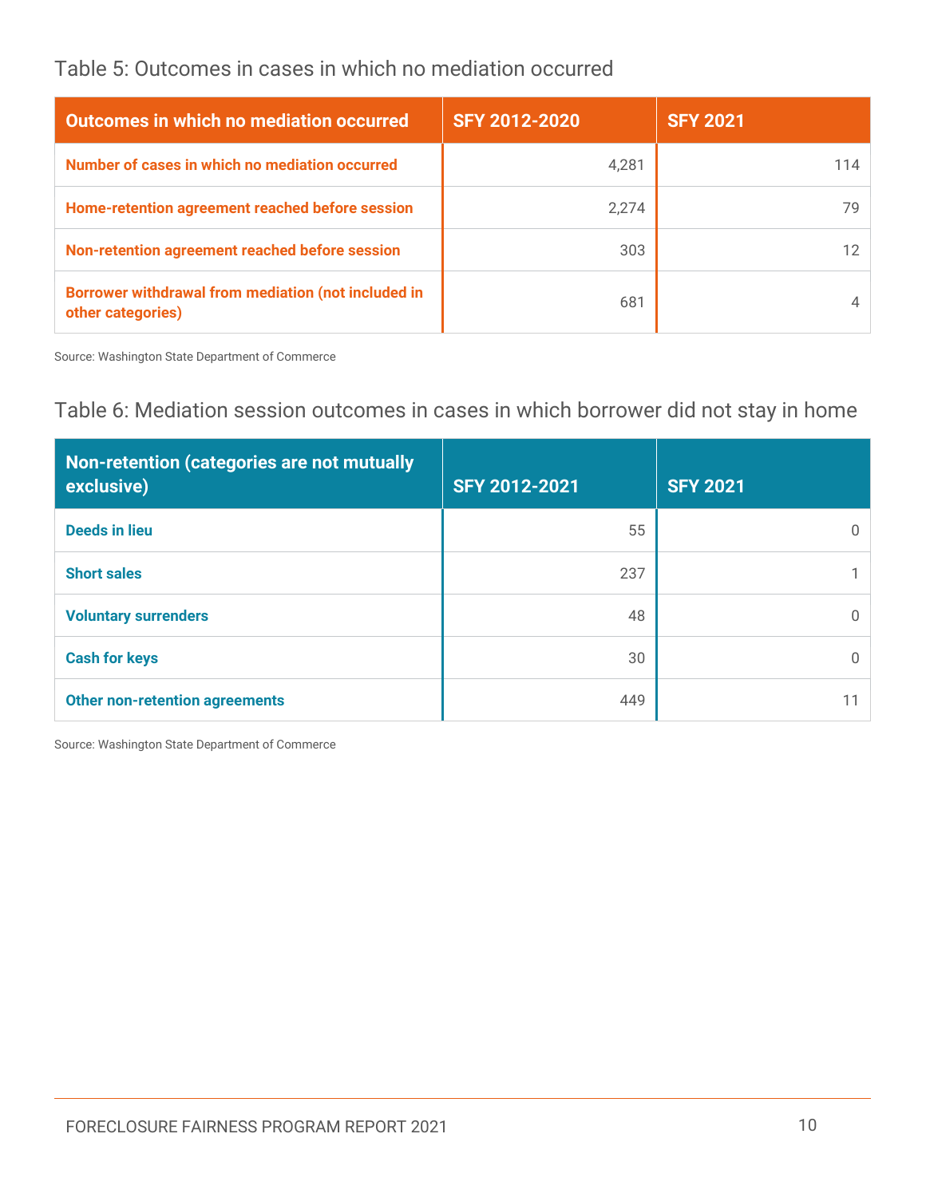Table 5: Outcomes in cases in which no mediation occurred

| Outcomes in which no mediation occurred | SFY 2012-2020 | SFY 2021 |
|---|---|---|
| Number of cases in which no mediation occurred | 4,281 | 114 |
| Home-retention agreement reached before session | 2,274 | 79 |
| Non-retention agreement reached before session | 303 | 12 |
| Borrower withdrawal from mediation (not included in other categories) | 681 | 4 |

Source: Washington State Department of Commerce

Table 6: Mediation session outcomes in cases in which borrower did not stay in home

| Non-retention (categories are not mutually exclusive) | SFY 2012-2021 | SFY 2021 |
|---|---|---|
| Deeds in lieu | 55 | 0 |
| Short sales | 237 | 1 |
| Voluntary surrenders | 48 | 0 |
| Cash for keys | 30 | 0 |
| Other non-retention agreements | 449 | 11 |

Source: Washington State Department of Commerce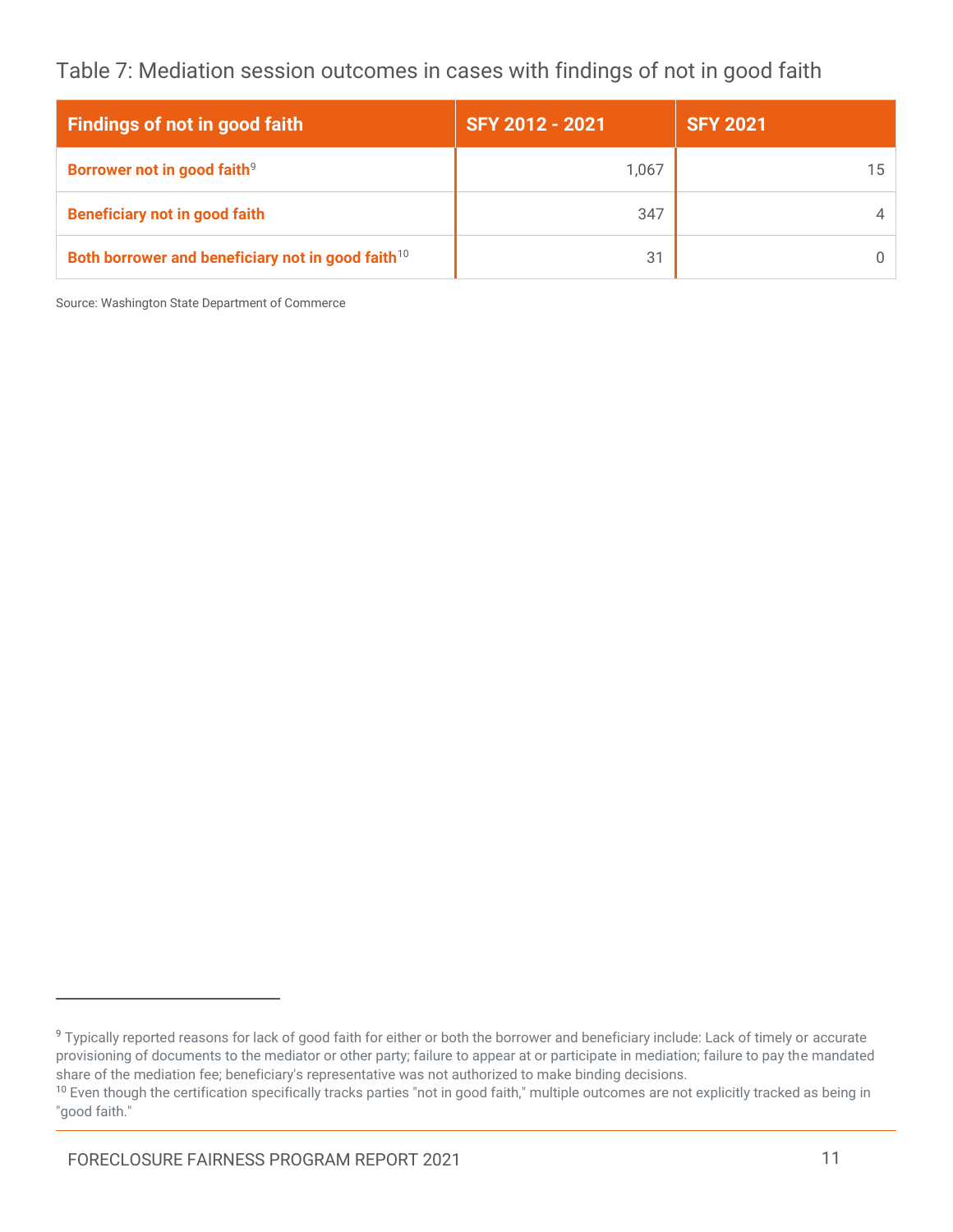Table 7: Mediation session outcomes in cases with findings of not in good faith

| Findings of not in good faith | SFY 2012 - 2021 | SFY 2021 |
| --- | --- | --- |
| Borrower not in good faith[9] | 1,067 | 15 |
| Beneficiary not in good faith | 347 | 4 |
| Both borrower and beneficiary not in good faith[10] | 31 | 0 |

Source: Washington State Department of Commerce

[9] Typically reported reasons for lack of good faith for either or both the borrower and beneficiary include: Lack of timely or accurate provisioning of documents to the mediator or other party; failure to appear at or participate in mediation; failure to pay the mandated share of the mediation fee; beneficiary's representative was not authorized to make binding decisions.

[10] Even though the certification specifically tracks parties "not in good faith," multiple outcomes are not explicitly tracked as being in "good faith."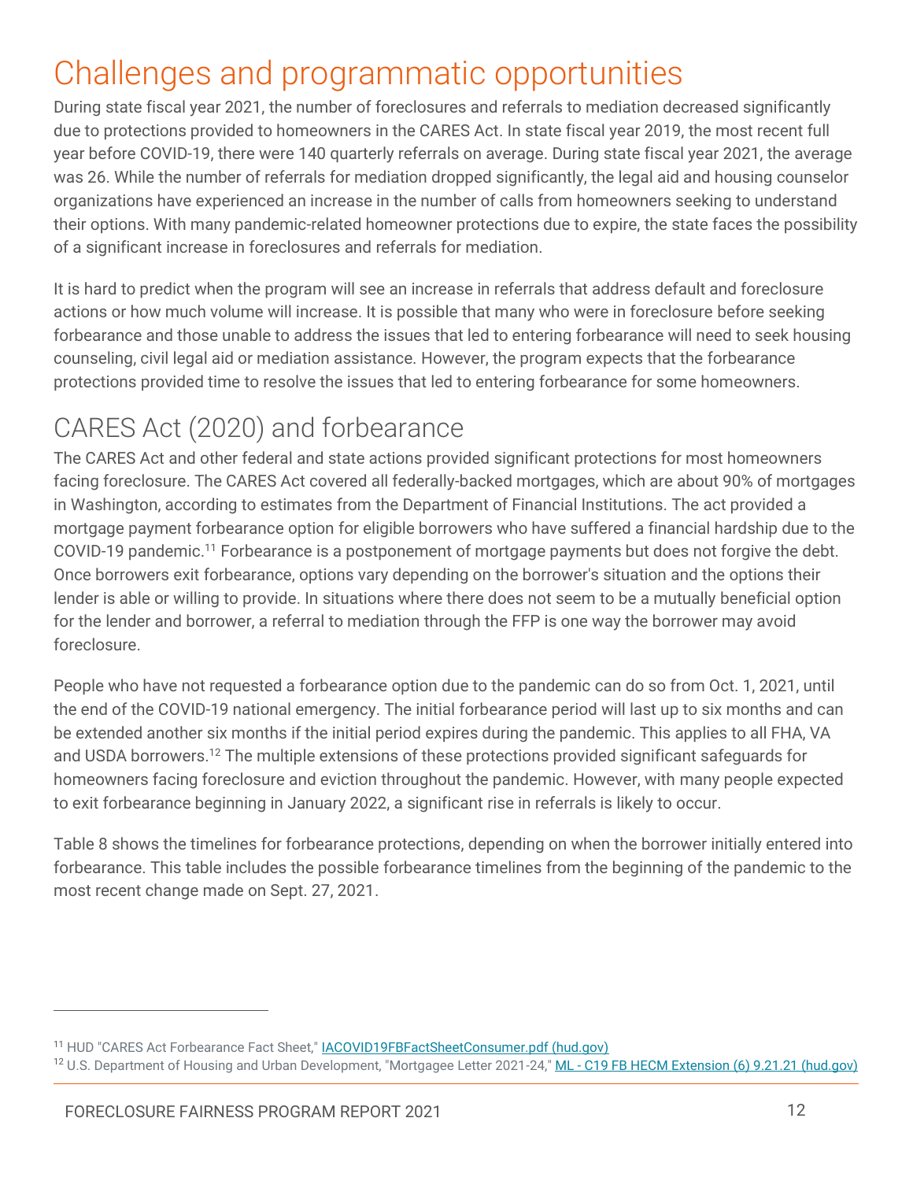# Challenges and programmatic opportunities

During state fiscal year 2021, the number of foreclosures and referrals to mediation decreased significantly due to protections provided to homeowners in the CARES Act. In state fiscal year 2019, the most recent full year before COVID-19, there were 140 quarterly referrals on average. During state fiscal year 2021, the average was 26. While the number of referrals for mediation dropped significantly, the legal aid and housing counselor organizations have experienced an increase in the number of calls from homeowners seeking to understand their options. With many pandemic-related homeowner protections due to expire, the state faces the possibility of a significant increase in foreclosures and referrals for mediation.

It is hard to predict when the program will see an increase in referrals that address default and foreclosure actions or how much volume will increase. It is possible that many who were in foreclosure before seeking forbearance and those unable to address the issues that led to entering forbearance will need to seek housing counseling, civil legal aid or mediation assistance. However, the program expects that the forbearance protections provided time to resolve the issues that led to entering forbearance for some homeowners.

## CARES Act (2020) and forbearance

The CARES Act and other federal and state actions provided significant protections for most homeowners facing foreclosure. The CARES Act covered all federally-backed mortgages, which are about 90% of mortgages in Washington, according to estimates from the Department of Financial Institutions. The act provided a mortgage payment forbearance option for eligible borrowers who have suffered a financial hardship due to the COVID-19 pandemic.[11] Forbearance is a postponement of mortgage payments but does not forgive the debt. Once borrowers exit forbearance, options vary depending on the borrower's situation and the options their lender is able or willing to provide. In situations where there does not seem to be a mutually beneficial option for the lender and borrower, a referral to mediation through the FFP is one way the borrower may avoid foreclosure.

People who have not requested a forbearance option due to the pandemic can do so from Oct. 1, 2021, until the end of the COVID-19 national emergency. The initial forbearance period will last up to six months and can be extended another six months if the initial period expires during the pandemic. This applies to all FHA, VA and USDA borrowers.[12] The multiple extensions of these protections provided significant safeguards for homeowners facing foreclosure and eviction throughout the pandemic. However, with many people expected to exit forbearance beginning in January 2022, a significant rise in referrals is likely to occur.

Table 8 shows the timelines for forbearance protections, depending on when the borrower initially entered into forbearance. This table includes the possible forbearance timelines from the beginning of the pandemic to the most recent change made on Sept. 27, 2021.

---

[11] HUD "CARES Act Forbearance Fact Sheet," IACOVID19FBFactSheetConsumer.pdf (hud.gov)

[12] U.S. Department of Housing and Urban Development, "Mortgagee Letter 2021-24," ML - C19 FB HECM Extension (6) 9.21.21 (hud.gov)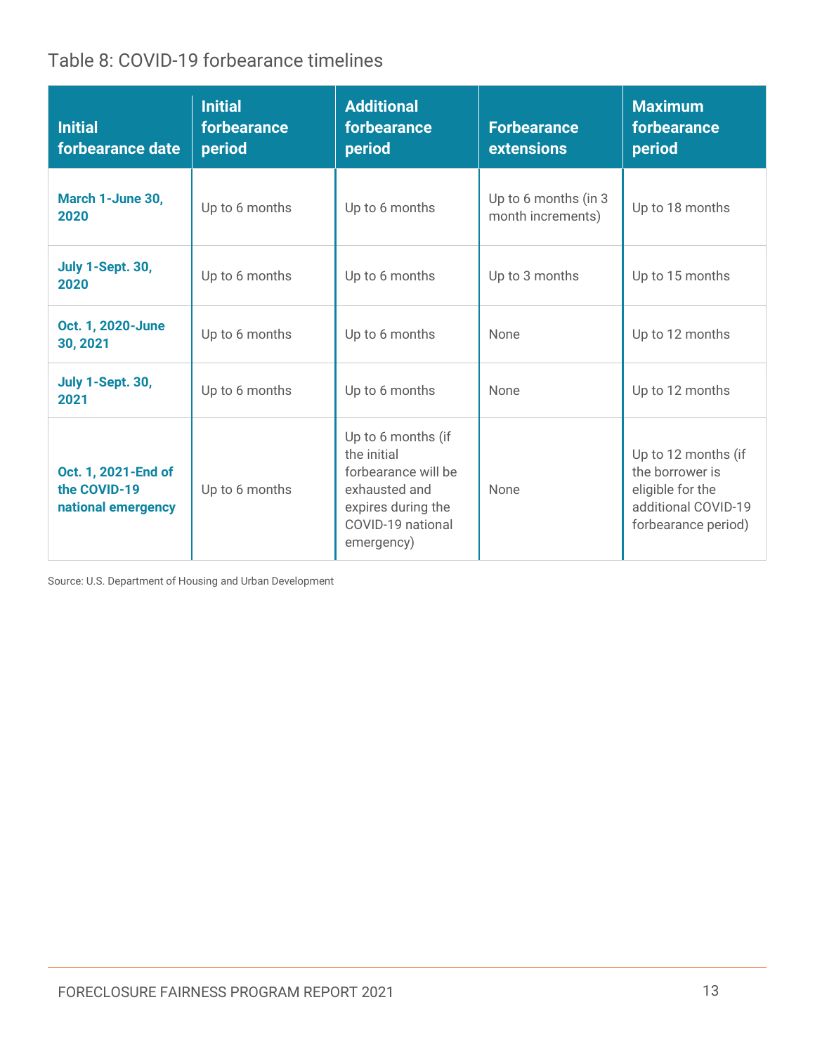Table 8: COVID-19 forbearance timelines

| Initial forbearance date | Initial forbearance period | Additional forbearance period | Forbearance extensions | Maximum forbearance period |
|---|---|---|---|---|
| **March 1-June 30, 2020** | Up to 6 months | Up to 6 months | Up to 6 months (in 3 month increments) | Up to 18 months |
| **July 1-Sept. 30, 2020** | Up to 6 months | Up to 6 months | Up to 3 months | Up to 15 months |
| **Oct. 1, 2020-June 30, 2021** | Up to 6 months | Up to 6 months | None | Up to 12 months |
| **July 1-Sept. 30, 2021** | Up to 6 months | Up to 6 months | None | Up to 12 months |
| **Oct. 1, 2021-End of the COVID-19 national emergency** | Up to 6 months | Up to 6 months (if the initial forbearance will be exhausted and expires during the COVID-19 national emergency) | None | Up to 12 months (if the borrower is eligible for the additional COVID-19 forbearance period) |

Source: U.S. Department of Housing and Urban Development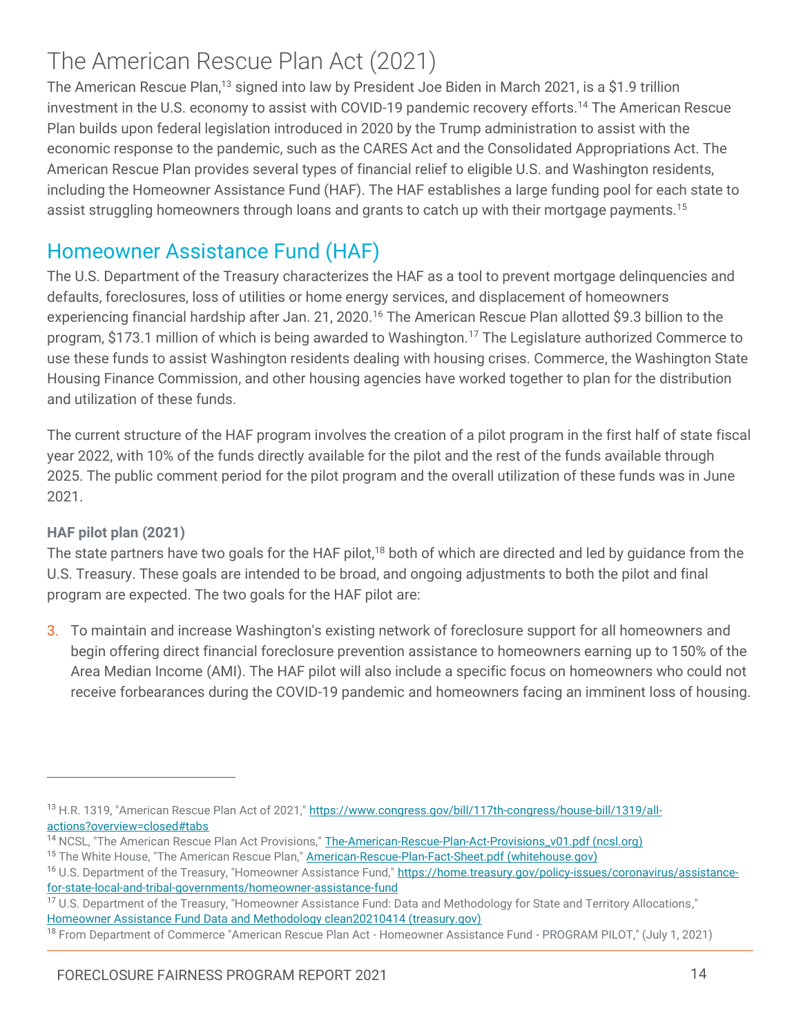# The American Rescue Plan Act (2021)

The American Rescue Plan,[13] signed into law by President Joe Biden in March 2021, is a $1.9 trillion investment in the U.S. economy to assist with COVID-19 pandemic recovery efforts.[14] The American Rescue Plan builds upon federal legislation introduced in 2020 by the Trump administration to assist with the economic response to the pandemic, such as the CARES Act and the Consolidated Appropriations Act. The American Rescue Plan provides several types of financial relief to eligible U.S. and Washington residents, including the Homeowner Assistance Fund (HAF). The HAF establishes a large funding pool for each state to assist struggling homeowners through loans and grants to catch up with their mortgage payments.[15]

## Homeowner Assistance Fund (HAF)

The U.S. Department of the Treasury characterizes the HAF as a tool to prevent mortgage delinquencies and defaults, foreclosures, loss of utilities or home energy services, and displacement of homeowners experiencing financial hardship after Jan. 21, 2020.[16] The American Rescue Plan allotted $9.3 billion to the program, $173.1 million of which is being awarded to Washington.[17] The Legislature authorized Commerce to use these funds to assist Washington residents dealing with housing crises. Commerce, the Washington State Housing Finance Commission, and other housing agencies have worked together to plan for the distribution and utilization of these funds.

The current structure of the HAF program involves the creation of a pilot program in the first half of state fiscal year 2022, with 10% of the funds directly available for the pilot and the rest of the funds available through 2025. The public comment period for the pilot program and the overall utilization of these funds was in June 2021.

### HAF pilot plan (2021)

The state partners have two goals for the HAF pilot,[18] both of which are directed and led by guidance from the U.S. Treasury. These goals are intended to be broad, and ongoing adjustments to both the pilot and final program are expected. The two goals for the HAF pilot are:

3. To maintain and increase Washington's existing network of foreclosure support for all homeowners and begin offering direct financial foreclosure prevention assistance to homeowners earning up to 150% of the Area Median Income (AMI). The HAF pilot will also include a specific focus on homeowners who could not receive forbearances during the COVID-19 pandemic and homeowners facing an imminent loss of housing.

---

[13] H.R. 1319, "American Rescue Plan Act of 2021," https://www.congress.gov/bill/117th-congress/house-bill/1319/all-actions?overview=closed#tabs

[14] NCSL, "The American Rescue Plan Act Provisions," The-American-Rescue-Plan-Act-Provisions_v01.pdf (ncsl.org)

[15] The White House, "The American Rescue Plan," American-Rescue-Plan-Fact-Sheet.pdf (whitehouse.gov)

[16] U.S. Department of the Treasury, "Homeowner Assistance Fund," https://home.treasury.gov/policy-issues/coronavirus/assistance-for-state-local-and-tribal-governments/homeowner-assistance-fund

[17] U.S. Department of the Treasury, "Homeowner Assistance Fund: Data and Methodology for State and Territory Allocations," Homeowner Assistance Fund Data and Methodology clean20210414 (treasury.gov)

[18] From Department of Commerce "American Rescue Plan Act - Homeowner Assistance Fund - PROGRAM PILOT," (July 1, 2021)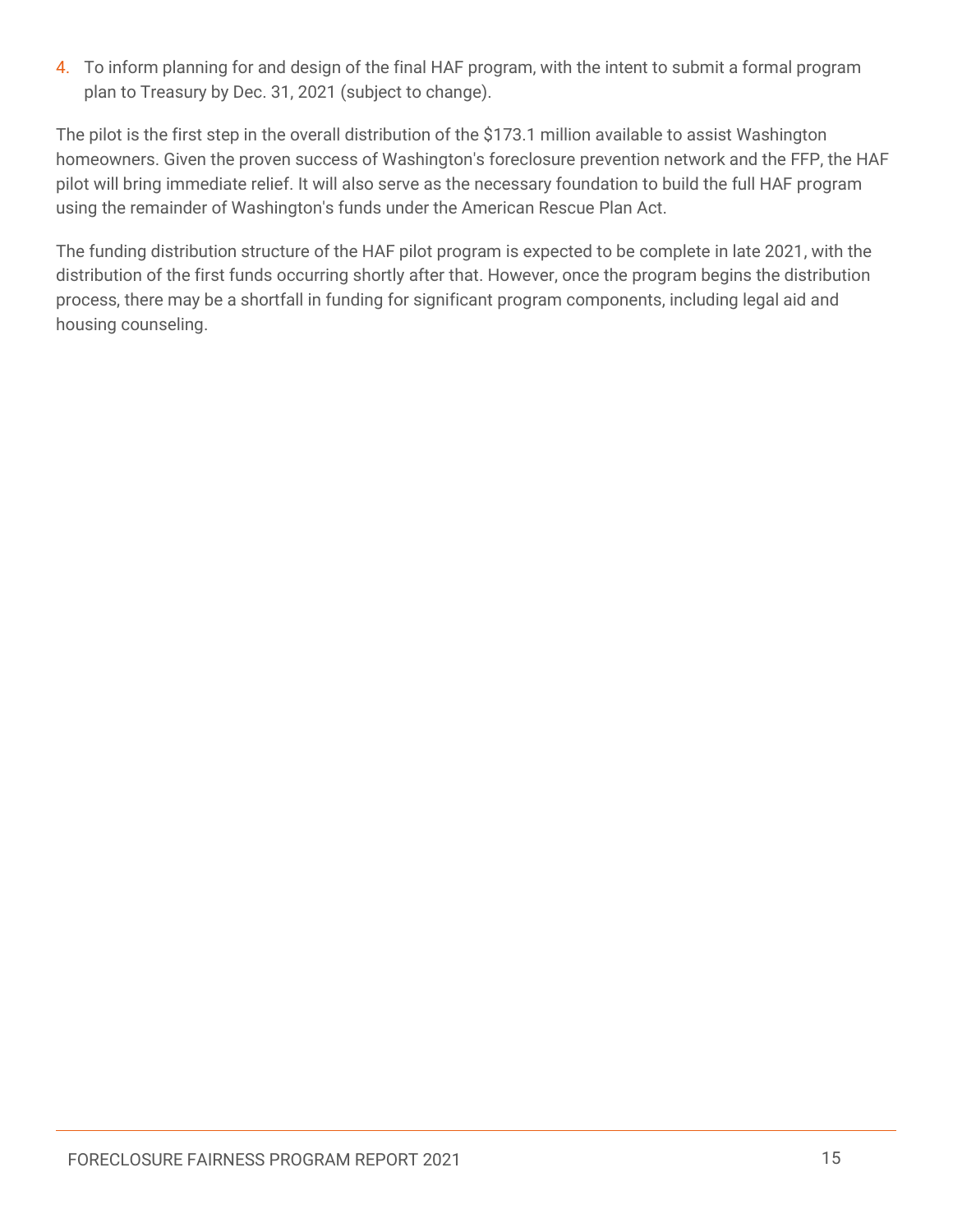4. To inform planning for and design of the final HAF program, with the intent to submit a formal program plan to Treasury by Dec. 31, 2021 (subject to change).

The pilot is the first step in the overall distribution of the $173.1 million available to assist Washington homeowners. Given the proven success of Washington's foreclosure prevention network and the FFP, the HAF pilot will bring immediate relief. It will also serve as the necessary foundation to build the full HAF program using the remainder of Washington's funds under the American Rescue Plan Act.

The funding distribution structure of the HAF pilot program is expected to be complete in late 2021, with the distribution of the first funds occurring shortly after that. However, once the program begins the distribution process, there may be a shortfall in funding for significant program components, including legal aid and housing counseling.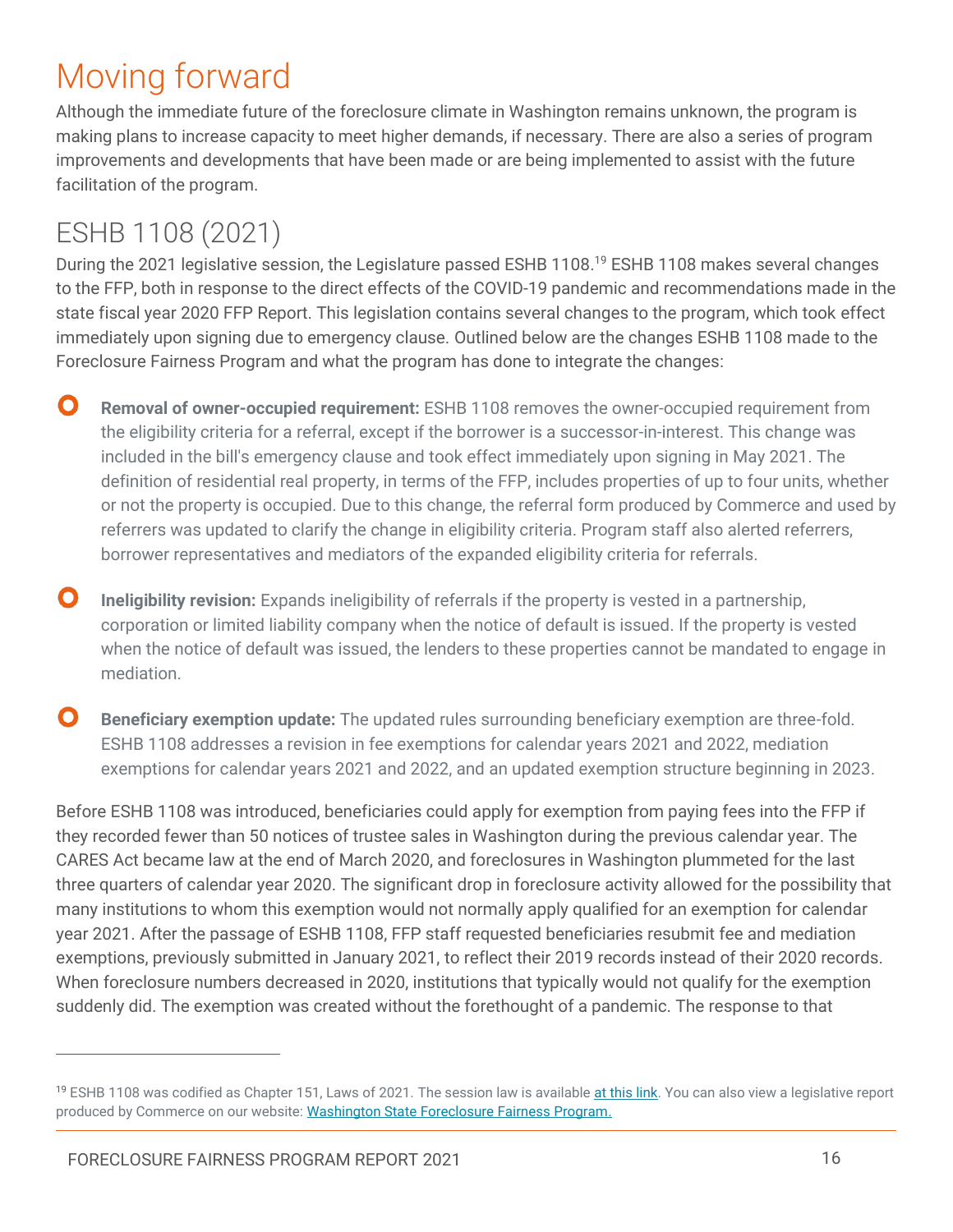# Moving forward

Although the immediate future of the foreclosure climate in Washington remains unknown, the program is making plans to increase capacity to meet higher demands, if necessary. There are also a series of program improvements and developments that have been made or are being implemented to assist with the future facilitation of the program.

## ESHB 1108 (2021)

During the 2021 legislative session, the Legislature passed ESHB 1108.[19] ESHB 1108 makes several changes to the FFP, both in response to the direct effects of the COVID-19 pandemic and recommendations made in the state fiscal year 2020 FFP Report. This legislation contains several changes to the program, which took effect immediately upon signing due to emergency clause. Outlined below are the changes ESHB 1108 made to the Foreclosure Fairness Program and what the program has done to integrate the changes:

- **Removal of owner-occupied requirement:** ESHB 1108 removes the owner-occupied requirement from the eligibility criteria for a referral, except if the borrower is a successor-in-interest. This change was included in the bill's emergency clause and took effect immediately upon signing in May 2021. The definition of residential real property, in terms of the FFP, includes properties of up to four units, whether or not the property is occupied. Due to this change, the referral form produced by Commerce and used by referrers was updated to clarify the change in eligibility criteria. Program staff also alerted referrers, borrower representatives and mediators of the expanded eligibility criteria for referrals.

- **Ineligibility revision:** Expands ineligibility of referrals if the property is vested in a partnership, corporation or limited liability company when the notice of default is issued. If the property is vested when the notice of default was issued, the lenders to these properties cannot be mandated to engage in mediation.

- **Beneficiary exemption update:** The updated rules surrounding beneficiary exemption are three-fold. ESHB 1108 addresses a revision in fee exemptions for calendar years 2021 and 2022, mediation exemptions for calendar years 2021 and 2022, and an updated exemption structure beginning in 2023.

Before ESHB 1108 was introduced, beneficiaries could apply for exemption from paying fees into the FFP if they recorded fewer than 50 notices of trustee sales in Washington during the previous calendar year. The CARES Act became law at the end of March 2020, and foreclosures in Washington plummeted for the last three quarters of calendar year 2020. The significant drop in foreclosure activity allowed for the possibility that many institutions to whom this exemption would not normally apply qualified for an exemption for calendar year 2021. After the passage of ESHB 1108, FFP staff requested beneficiaries resubmit fee and mediation exemptions, previously submitted in January 2021, to reflect their 2019 records instead of their 2020 records. When foreclosure numbers decreased in 2020, institutions that typically would not qualify for the exemption suddenly did. The exemption was created without the forethought of a pandemic. The response to that

---

[19] ESHB 1108 was codified as Chapter 151, Laws of 2021. The session law is available at this link. You can also view a legislative report produced by Commerce on our website: Washington State Foreclosure Fairness Program.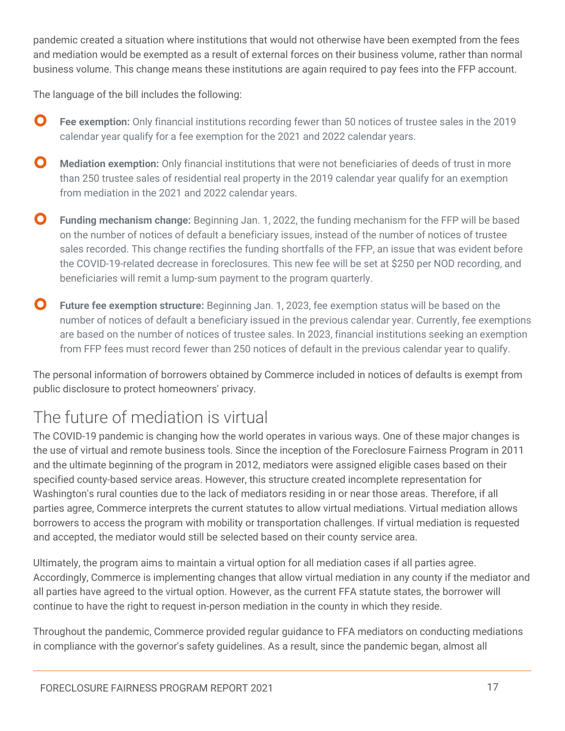pandemic created a situation where institutions that would not otherwise have been exempted from the fees and mediation would be exempted as a result of external forces on their business volume, rather than normal business volume. This change means these institutions are again required to pay fees into the FFP account.

The language of the bill includes the following:

- **Fee exemption:** Only financial institutions recording fewer than 50 notices of trustee sales in the 2019 calendar year qualify for a fee exemption for the 2021 and 2022 calendar years.
- **Mediation exemption:** Only financial institutions that were not beneficiaries of deeds of trust in more than 250 trustee sales of residential real property in the 2019 calendar year qualify for an exemption from mediation in the 2021 and 2022 calendar years.
- **Funding mechanism change:** Beginning Jan. 1, 2022, the funding mechanism for the FFP will be based on the number of notices of default a beneficiary issues, instead of the number of notices of trustee sales recorded. This change rectifies the funding shortfalls of the FFP, an issue that was evident before the COVID-19-related decrease in foreclosures. This new fee will be set at $250 per NOD recording, and beneficiaries will remit a lump-sum payment to the program quarterly.
- **Future fee exemption structure:** Beginning Jan. 1, 2023, fee exemption status will be based on the number of notices of default a beneficiary issued in the previous calendar year. Currently, fee exemptions are based on the number of notices of trustee sales. In 2023, financial institutions seeking an exemption from FFP fees must record fewer than 250 notices of default in the previous calendar year to qualify.

The personal information of borrowers obtained by Commerce included in notices of defaults is exempt from public disclosure to protect homeowners' privacy.

## The future of mediation is virtual

The COVID-19 pandemic is changing how the world operates in various ways. One of these major changes is the use of virtual and remote business tools. Since the inception of the Foreclosure Fairness Program in 2011 and the ultimate beginning of the program in 2012, mediators were assigned eligible cases based on their specified county-based service areas. However, this structure created incomplete representation for Washington's rural counties due to the lack of mediators residing in or near those areas. Therefore, if all parties agree, Commerce interprets the current statutes to allow virtual mediations. Virtual mediation allows borrowers to access the program with mobility or transportation challenges. If virtual mediation is requested and accepted, the mediator would still be selected based on their county service area.

Ultimately, the program aims to maintain a virtual option for all mediation cases if all parties agree. Accordingly, Commerce is implementing changes that allow virtual mediation in any county if the mediator and all parties have agreed to the virtual option. However, as the current FFA statute states, the borrower will continue to have the right to request in-person mediation in the county in which they reside.

Throughout the pandemic, Commerce provided regular guidance to FFA mediators on conducting mediations in compliance with the governor's safety guidelines. As a result, since the pandemic began, almost all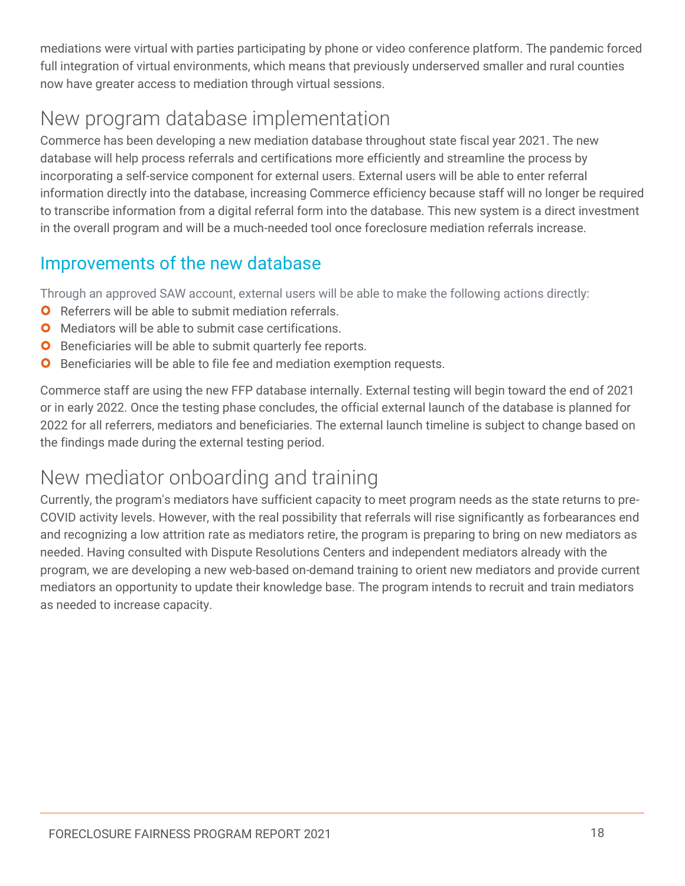mediations were virtual with parties participating by phone or video conference platform. The pandemic forced full integration of virtual environments, which means that previously underserved smaller and rural counties now have greater access to mediation through virtual sessions.

## New program database implementation

Commerce has been developing a new mediation database throughout state fiscal year 2021. The new database will help process referrals and certifications more efficiently and streamline the process by incorporating a self-service component for external users. External users will be able to enter referral information directly into the database, increasing Commerce efficiency because staff will no longer be required to transcribe information from a digital referral form into the database. This new system is a direct investment in the overall program and will be a much-needed tool once foreclosure mediation referrals increase.

### Improvements of the new database

Through an approved SAW account, external users will be able to make the following actions directly:

- Referrers will be able to submit mediation referrals.
- Mediators will be able to submit case certifications.
- Beneficiaries will be able to submit quarterly fee reports.
- Beneficiaries will be able to file fee and mediation exemption requests.

Commerce staff are using the new FFP database internally. External testing will begin toward the end of 2021 or in early 2022. Once the testing phase concludes, the official external launch of the database is planned for 2022 for all referrers, mediators and beneficiaries. The external launch timeline is subject to change based on the findings made during the external testing period.

## New mediator onboarding and training

Currently, the program's mediators have sufficient capacity to meet program needs as the state returns to pre-COVID activity levels. However, with the real possibility that referrals will rise significantly as forbearances end and recognizing a low attrition rate as mediators retire, the program is preparing to bring on new mediators as needed. Having consulted with Dispute Resolutions Centers and independent mediators already with the program, we are developing a new web-based on-demand training to orient new mediators and provide current mediators an opportunity to update their knowledge base. The program intends to recruit and train mediators as needed to increase capacity.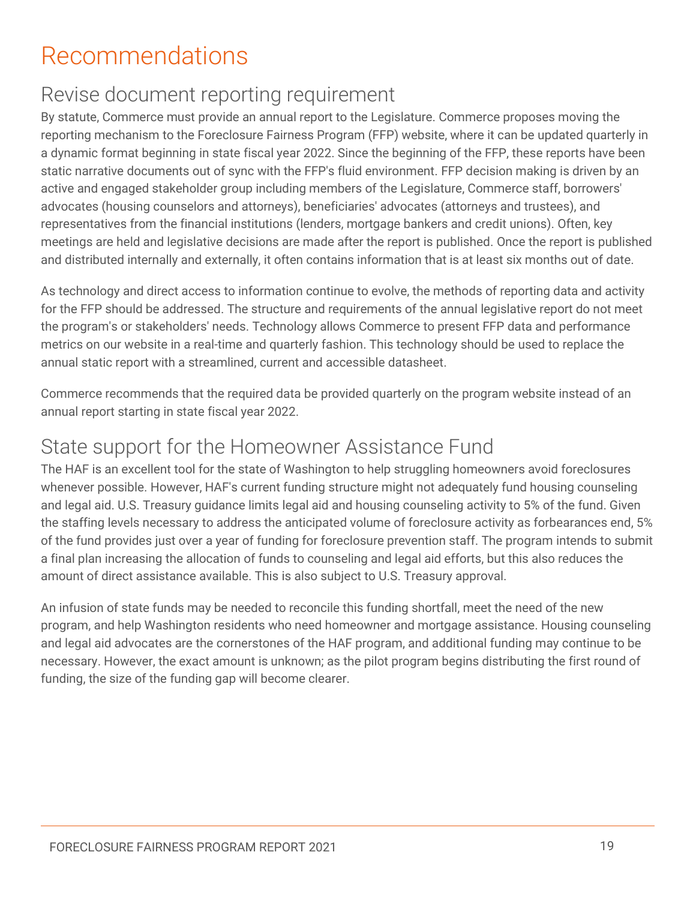# Recommendations

## Revise document reporting requirement

By statute, Commerce must provide an annual report to the Legislature. Commerce proposes moving the reporting mechanism to the Foreclosure Fairness Program (FFP) website, where it can be updated quarterly in a dynamic format beginning in state fiscal year 2022. Since the beginning of the FFP, these reports have been static narrative documents out of sync with the FFP's fluid environment. FFP decision making is driven by an active and engaged stakeholder group including members of the Legislature, Commerce staff, borrowers' advocates (housing counselors and attorneys), beneficiaries' advocates (attorneys and trustees), and representatives from the financial institutions (lenders, mortgage bankers and credit unions). Often, key meetings are held and legislative decisions are made after the report is published. Once the report is published and distributed internally and externally, it often contains information that is at least six months out of date.

As technology and direct access to information continue to evolve, the methods of reporting data and activity for the FFP should be addressed. The structure and requirements of the annual legislative report do not meet the program's or stakeholders' needs. Technology allows Commerce to present FFP data and performance metrics on our website in a real-time and quarterly fashion. This technology should be used to replace the annual static report with a streamlined, current and accessible datasheet.

Commerce recommends that the required data be provided quarterly on the program website instead of an annual report starting in state fiscal year 2022.

## State support for the Homeowner Assistance Fund

The HAF is an excellent tool for the state of Washington to help struggling homeowners avoid foreclosures whenever possible. However, HAF's current funding structure might not adequately fund housing counseling and legal aid. U.S. Treasury guidance limits legal aid and housing counseling activity to 5% of the fund. Given the staffing levels necessary to address the anticipated volume of foreclosure activity as forbearances end, 5% of the fund provides just over a year of funding for foreclosure prevention staff. The program intends to submit a final plan increasing the allocation of funds to counseling and legal aid efforts, but this also reduces the amount of direct assistance available. This is also subject to U.S. Treasury approval.

An infusion of state funds may be needed to reconcile this funding shortfall, meet the need of the new program, and help Washington residents who need homeowner and mortgage assistance. Housing counseling and legal aid advocates are the cornerstones of the HAF program, and additional funding may continue to be necessary. However, the exact amount is unknown; as the pilot program begins distributing the first round of funding, the size of the funding gap will become clearer.